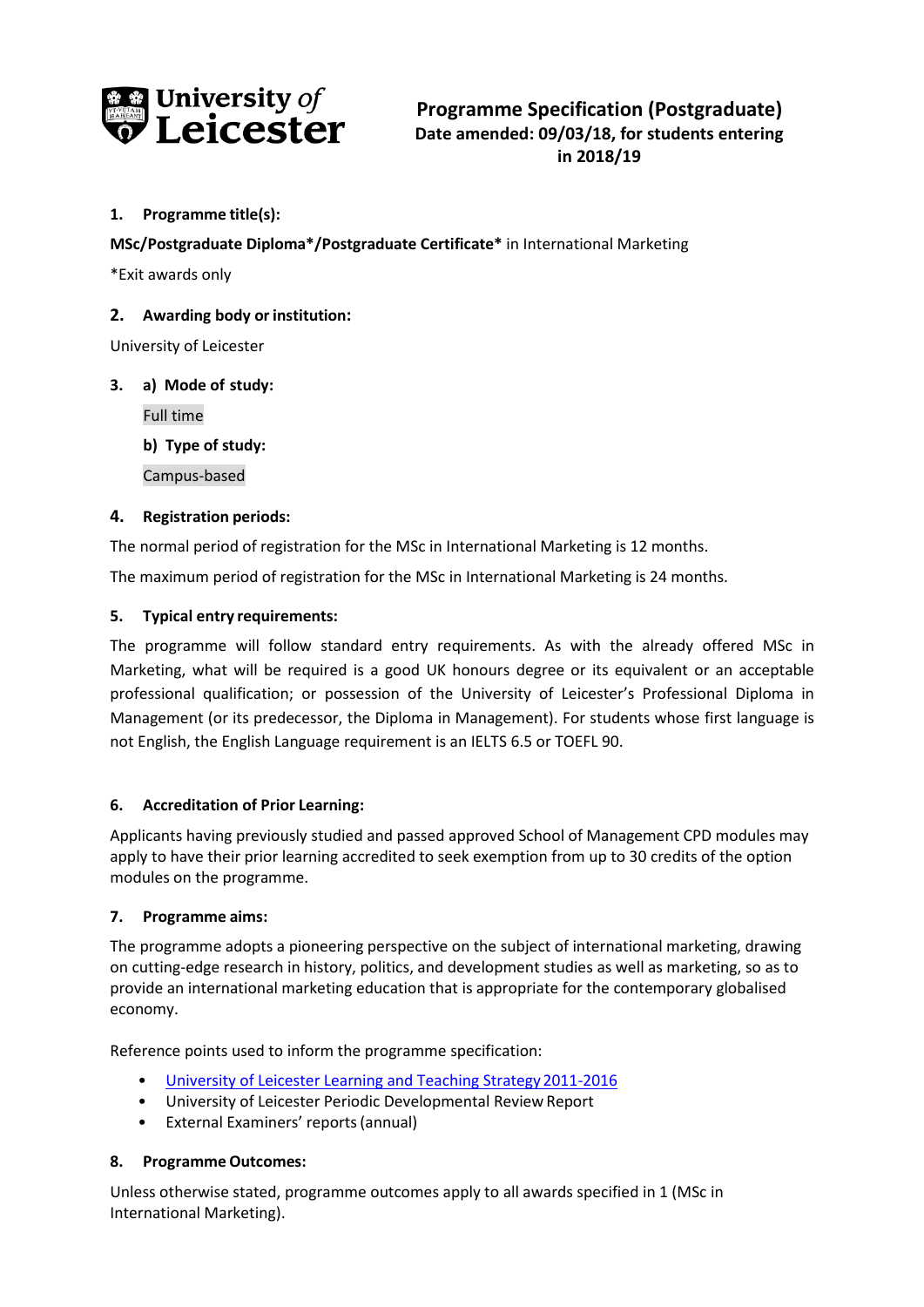University of Leicester

# Programme Specification (Postgraduate)

**Date amended: 09/03/18, for students entering in 2018/19**

## 1. Programme title(s):

**MSc/Postgraduate Diploma*/Postgraduate Certificate*** in International Marketing

*Exit awards only

## 2. Awarding body or institution:

University of Leicester

## 3. a) Mode of study:

Full time

**b) Type of study:**

Campus-based

## 4. Registration periods:

The normal period of registration for the MSc in International Marketing is 12 months.

The maximum period of registration for the MSc in International Marketing is 24 months.

## 5. Typical entry requirements:

The programme will follow standard entry requirements. As with the already offered MSc in Marketing, what will be required is a good UK honours degree or its equivalent or an acceptable professional qualification; or possession of the University of Leicester's Professional Diploma in Management (or its predecessor, the Diploma in Management). For students whose first language is not English, the English Language requirement is an IELTS 6.5 or TOEFL 90.

## 6. Accreditation of Prior Learning:

Applicants having previously studied and passed approved School of Management CPD modules may apply to have their prior learning accredited to seek exemption from up to 30 credits of the option modules on the programme.

## 7. Programme aims:

The programme adopts a pioneering perspective on the subject of international marketing, drawing on cutting-edge research in history, politics, and development studies as well as marketing, so as to provide an international marketing education that is appropriate for the contemporary globalised economy.

Reference points used to inform the programme specification:

- University of Leicester Learning and Teaching Strategy 2011-2016
- University of Leicester Periodic Developmental Review Report
- External Examiners' reports (annual)

## 8. Programme Outcomes:

Unless otherwise stated, programme outcomes apply to all awards specified in 1 (MSc in International Marketing).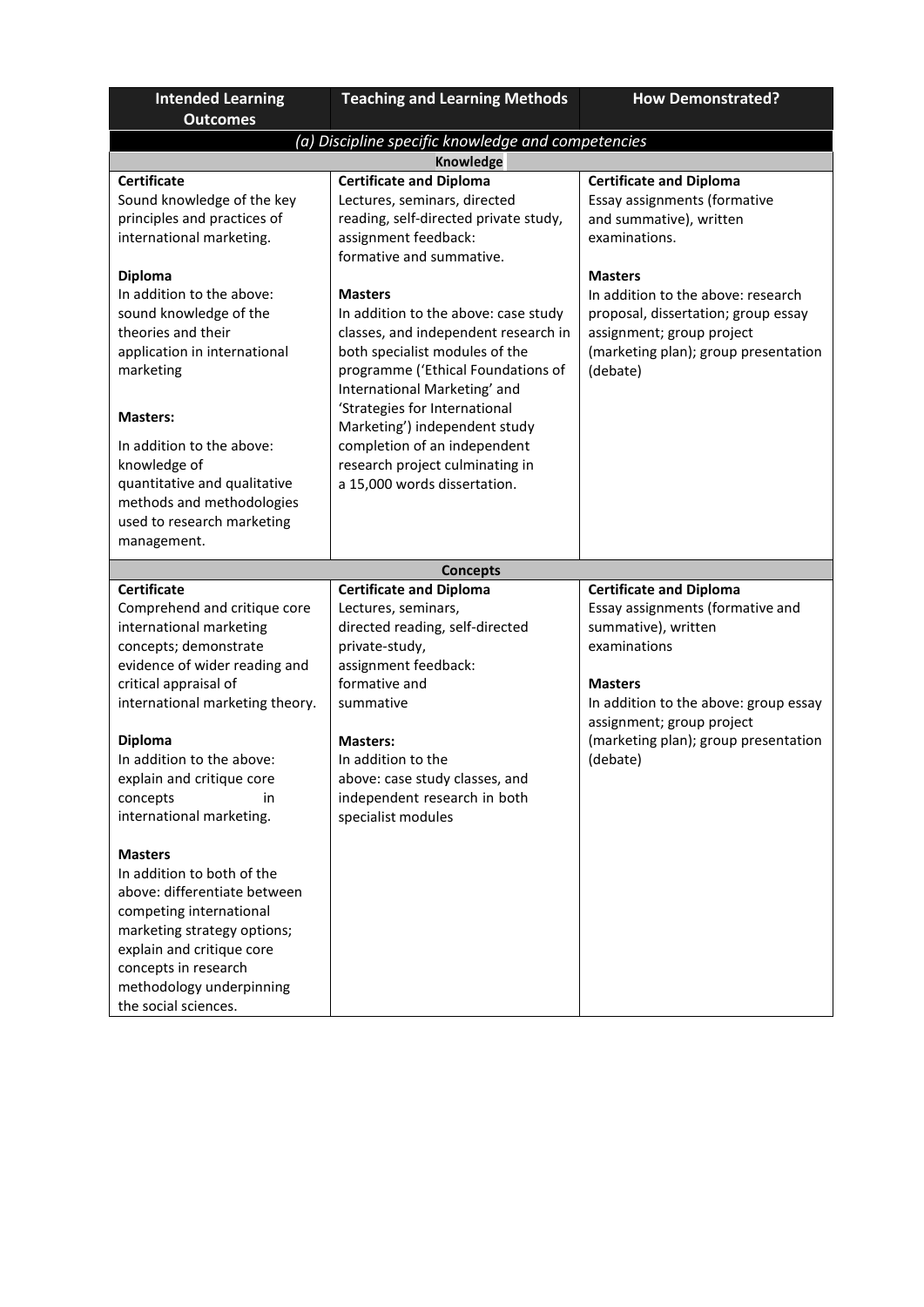| Intended Learning Outcomes | Teaching and Learning Methods | How Demonstrated? |
|---|---|---|
| *(a) Discipline specific knowledge and competencies* | | |
| **Knowledge** | | |
| **Certificate**<br>Sound knowledge of the key principles and practices of international marketing.<br><br>**Diploma**<br>In addition to the above: sound knowledge of the theories and their application in international marketing<br><br>**Masters:**<br>In addition to the above: knowledge of quantitative and qualitative methods and methodologies used to research marketing management. | **Certificate and Diploma**<br>Lectures, seminars, directed reading, self-directed private study, assignment feedback: formative and summative.<br><br>**Masters**<br>In addition to the above: case study classes, and independent research in both specialist modules of the programme ('Ethical Foundations of International Marketing' and 'Strategies for International Marketing') independent study completion of an independent research project culminating in a 15,000 words dissertation. | **Certificate and Diploma**<br>Essay assignments (formative and summative), written examinations.<br><br>**Masters**<br>In addition to the above: research proposal, dissertation; group essay assignment; group project (marketing plan); group presentation (debate) |
| **Concepts** | | |
| **Certificate**<br>Comprehend and critique core international marketing concepts; demonstrate evidence of wider reading and critical appraisal of international marketing theory.<br><br>**Diploma**<br>In addition to the above: explain and critique core concepts in international marketing.<br><br>**Masters**<br>In addition to both of the above: differentiate between competing international marketing strategy options; explain and critique core concepts in research methodology underpinning the social sciences. | **Certificate and Diploma**<br>Lectures, seminars, directed reading, self-directed private-study, assignment feedback: formative and summative<br><br>**Masters:**<br>In addition to the above: case study classes, and independent research in both specialist modules | **Certificate and Diploma**<br>Essay assignments (formative and summative), written examinations<br><br>**Masters**<br>In addition to the above: group essay assignment; group project (marketing plan); group presentation (debate) |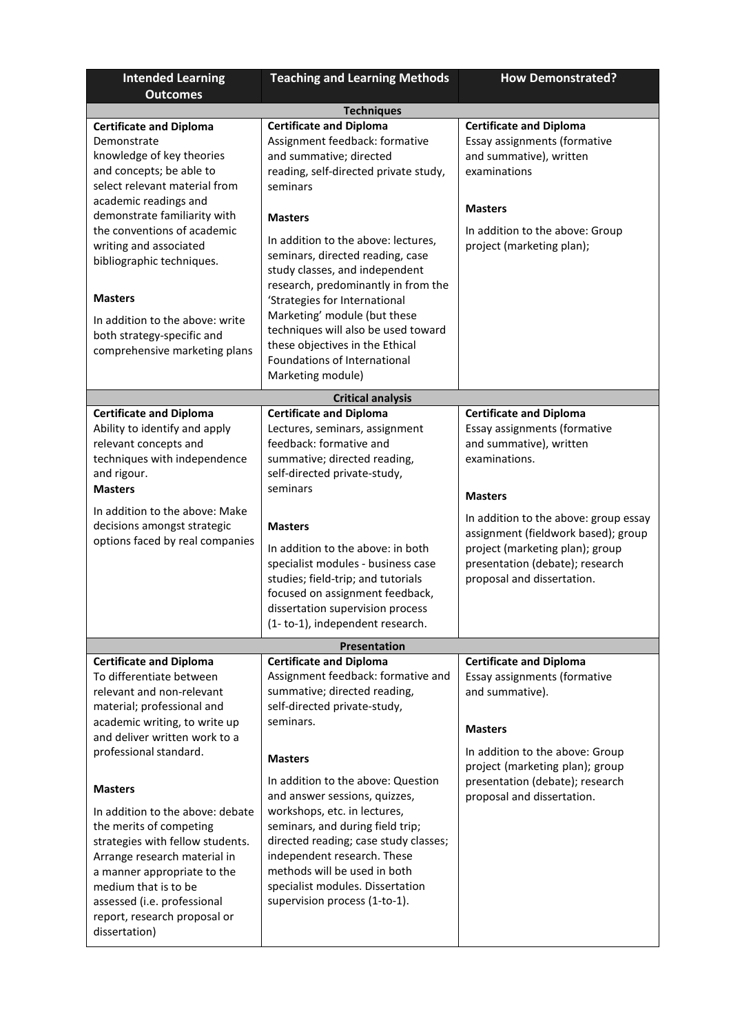| Intended Learning Outcomes | Teaching and Learning Methods | How Demonstrated? |
|---|---|---|
| **Techniques** | | |
| **Certificate and Diploma**<br>Demonstrate knowledge of key theories and concepts; be able to select relevant material from academic readings and demonstrate familiarity with the conventions of academic writing and associated bibliographic techniques.<br><br>**Masters**<br>In addition to the above: write both strategy-specific and comprehensive marketing plans | **Certificate and Diploma**<br>Assignment feedback: formative and summative; directed reading, self-directed private study, seminars<br><br>**Masters**<br>In addition to the above: lectures, seminars, directed reading, case study classes, and independent research, predominantly in from the 'Strategies for International Marketing' module (but these techniques will also be used toward these objectives in the Ethical Foundations of International Marketing module) | **Certificate and Diploma**<br>Essay assignments (formative and summative), written examinations<br><br>**Masters**<br>In addition to the above: Group project (marketing plan); |
| **Critical analysis** | | |
| **Certificate and Diploma**<br>Ability to identify and apply relevant concepts and techniques with independence and rigour.<br>**Masters**<br>In addition to the above: Make decisions amongst strategic options faced by real companies | **Certificate and Diploma**<br>Lectures, seminars, assignment feedback: formative and summative; directed reading, self-directed private-study, seminars<br><br>**Masters**<br>In addition to the above: in both specialist modules - business case studies; field-trip; and tutorials focused on assignment feedback, dissertation supervision process (1- to-1), independent research. | **Certificate and Diploma**<br>Essay assignments (formative and summative), written examinations.<br><br>**Masters**<br>In addition to the above: group essay assignment (fieldwork based); group project (marketing plan); group presentation (debate); research proposal and dissertation. |
| **Presentation** | | |
| **Certificate and Diploma**<br>To differentiate between relevant and non-relevant material; professional and academic writing, to write up and deliver written work to a professional standard.<br><br>**Masters**<br>In addition to the above: debate the merits of competing strategies with fellow students. Arrange research material in a manner appropriate to the medium that is to be assessed (i.e. professional report, research proposal or dissertation) | **Certificate and Diploma**<br>Assignment feedback: formative and summative; directed reading, self-directed private-study, seminars.<br><br>**Masters**<br>In addition to the above: Question and answer sessions, quizzes, workshops, etc. in lectures, seminars, and during field trip; directed reading; case study classes; independent research. These methods will be used in both specialist modules. Dissertation supervision process (1-to-1). | **Certificate and Diploma**<br>Essay assignments (formative and summative).<br><br>**Masters**<br>In addition to the above: Group project (marketing plan); group presentation (debate); research proposal and dissertation. |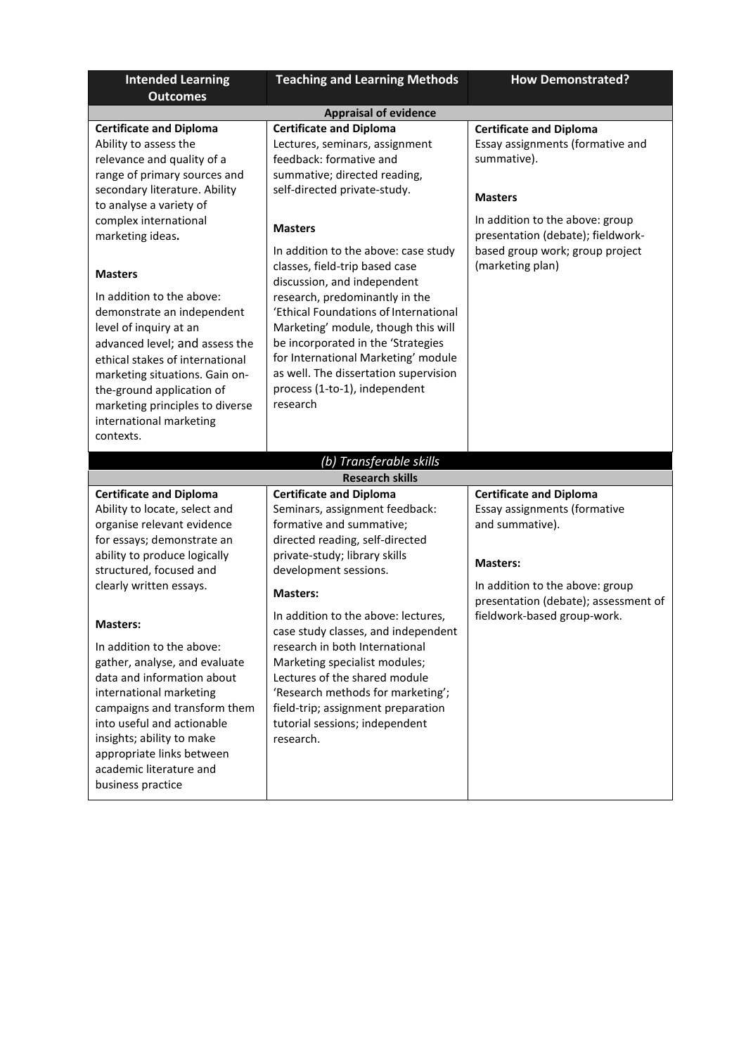| Intended Learning Outcomes | Teaching and Learning Methods | How Demonstrated? |
|---|---|---|
| **Appraisal of evidence** | | |
| **Certificate and Diploma** Ability to assess the relevance and quality of a range of primary sources and secondary literature. Ability to analyse a variety of complex international marketing ideas.<br><br>**Masters**<br><br>In addition to the above: demonstrate an independent level of inquiry at an advanced level; and assess the ethical stakes of international marketing situations. Gain on-the-ground application of marketing principles to diverse international marketing contexts. | **Certificate and Diploma** Lectures, seminars, assignment feedback: formative and summative; directed reading, self-directed private-study.<br><br>**Masters**<br><br>In addition to the above: case study classes, field-trip based case discussion, and independent research, predominantly in the 'Ethical Foundations of International Marketing' module, though this will be incorporated in the 'Strategies for International Marketing' module as well. The dissertation supervision process (1-to-1), independent research | **Certificate and Diploma** Essay assignments (formative and summative).<br><br>**Masters**<br><br>In addition to the above: group presentation (debate); fieldwork-based group work; group project (marketing plan) |
| *(b) Transferable skills* | | |
| **Research skills** | | |
| **Certificate and Diploma** Ability to locate, select and organise relevant evidence for essays; demonstrate an ability to produce logically structured, focused and clearly written essays.<br><br>**Masters:**<br><br>In addition to the above: gather, analyse, and evaluate data and information about international marketing campaigns and transform them into useful and actionable insights; ability to make appropriate links between academic literature and business practice | **Certificate and Diploma** Seminars, assignment feedback: formative and summative; directed reading, self-directed private-study; library skills development sessions.<br><br>**Masters:**<br><br>In addition to the above: lectures, case study classes, and independent research in both International Marketing specialist modules; Lectures of the shared module 'Research methods for marketing'; field-trip; assignment preparation tutorial sessions; independent research. | **Certificate and Diploma** Essay assignments (formative and summative).<br><br>**Masters:**<br><br>In addition to the above: group presentation (debate); assessment of fieldwork-based group-work. |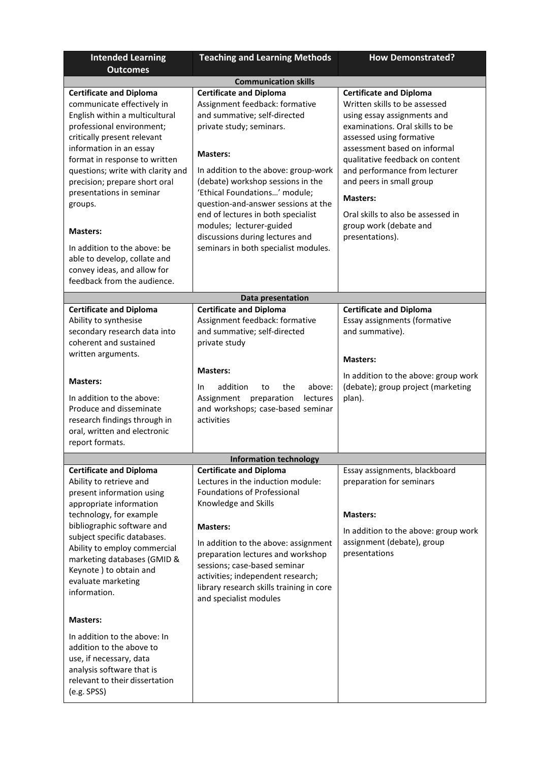| Intended Learning Outcomes | Teaching and Learning Methods | How Demonstrated? |
|---|---|---|
| **Communication skills** | | |
| **Certificate and Diploma**<br>communicate effectively in English within a multicultural professional environment; critically present relevant information in an essay format in response to written questions; write with clarity and precision; prepare short oral presentations in seminar groups.<br><br>**Masters:**<br>In addition to the above: be able to develop, collate and convey ideas, and allow for feedback from the audience. | **Certificate and Diploma**<br>Assignment feedback: formative and summative; self-directed private study; seminars.<br><br>**Masters:**<br>In addition to the above: group-work (debate) workshop sessions in the 'Ethical Foundations…' module; question-and-answer sessions at the end of lectures in both specialist modules; lecturer-guided discussions during lectures and seminars in both specialist modules. | **Certificate and Diploma**<br>Written skills to be assessed using essay assignments and examinations. Oral skills to be assessed using formative assessment based on informal qualitative feedback on content and performance from lecturer and peers in small group<br><br>**Masters:**<br>Oral skills to also be assessed in group work (debate and presentations). |
| **Data presentation** | | |
| **Certificate and Diploma**<br>Ability to synthesise secondary research data into coherent and sustained written arguments.<br><br>**Masters:**<br>In addition to the above: Produce and disseminate research findings through in oral, written and electronic report formats. | **Certificate and Diploma**<br>Assignment feedback: formative and summative; self-directed private study<br><br>**Masters:**<br>In addition to the above: Assignment preparation lectures and workshops; case-based seminar activities | **Certificate and Diploma**<br>Essay assignments (formative and summative).<br><br>**Masters:**<br>In addition to the above: group work (debate); group project (marketing plan). |
| **Information technology** | | |
| **Certificate and Diploma**<br>Ability to retrieve and present information using appropriate information technology, for example bibliographic software and subject specific databases. Ability to employ commercial marketing databases (GMID & Keynote ) to obtain and evaluate marketing information.<br><br>**Masters:**<br>In addition to the above: In addition to the above to use, if necessary, data analysis software that is relevant to their dissertation (e.g. SPSS) | **Certificate and Diploma**<br>Lectures in the induction module: Foundations of Professional Knowledge and Skills<br><br>**Masters:**<br>In addition to the above: assignment preparation lectures and workshop sessions; case-based seminar activities; independent research; library research skills training in core and specialist modules | Essay assignments, blackboard preparation for seminars<br><br>**Masters:**<br>In addition to the above: group work assignment (debate), group presentations |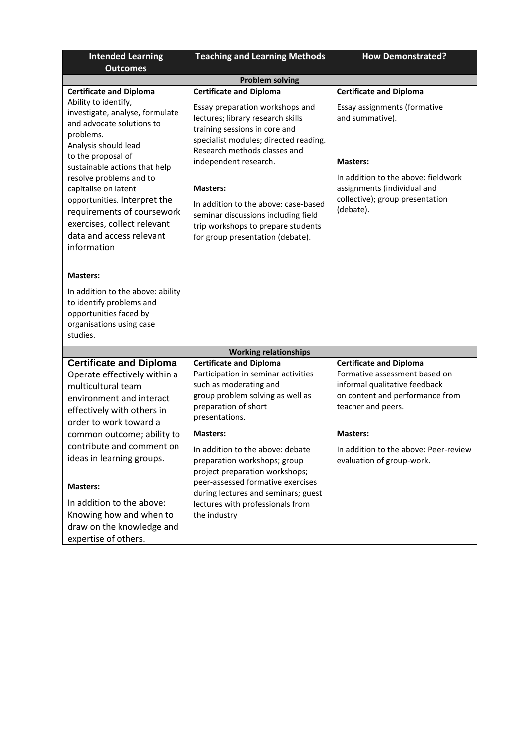| Intended Learning Outcomes | Teaching and Learning Methods | How Demonstrated? |
| --- | --- | --- |
| **Problem solving** | | |
| **Certificate and Diploma**<br>Ability to identify, investigate, analyse, formulate and advocate solutions to problems.<br>Analysis should lead to the proposal of sustainable actions that help resolve problems and to capitalise on latent opportunities. Interpret the requirements of coursework exercises, collect relevant data and access relevant information<br><br>**Masters:**<br>In addition to the above: ability to identify problems and opportunities faced by organisations using case studies. | **Certificate and Diploma**<br>Essay preparation workshops and lectures; library research skills training sessions in core and specialist modules; directed reading. Research methods classes and independent research.<br><br>**Masters:**<br>In addition to the above: case-based seminar discussions including field trip workshops to prepare students for group presentation (debate). | **Certificate and Diploma**<br>Essay assignments (formative and summative).<br><br>**Masters:**<br>In addition to the above: fieldwork assignments (individual and collective); group presentation (debate). |
| **Working relationships** | | |
| **Certificate and Diploma**<br>Operate effectively within a multicultural team environment and interact effectively with others in order to work toward a common outcome; ability to contribute and comment on ideas in learning groups.<br><br>**Masters:**<br>In addition to the above: Knowing how and when to draw on the knowledge and expertise of others. | **Certificate and Diploma**<br>Participation in seminar activities such as moderating and group problem solving as well as preparation of short presentations.<br><br>**Masters:**<br>In addition to the above: debate preparation workshops; group project preparation workshops; peer-assessed formative exercises during lectures and seminars; guest lectures with professionals from the industry | **Certificate and Diploma**<br>Formative assessment based on informal qualitative feedback on content and performance from teacher and peers.<br><br>**Masters:**<br>In addition to the above: Peer-review evaluation of group-work. |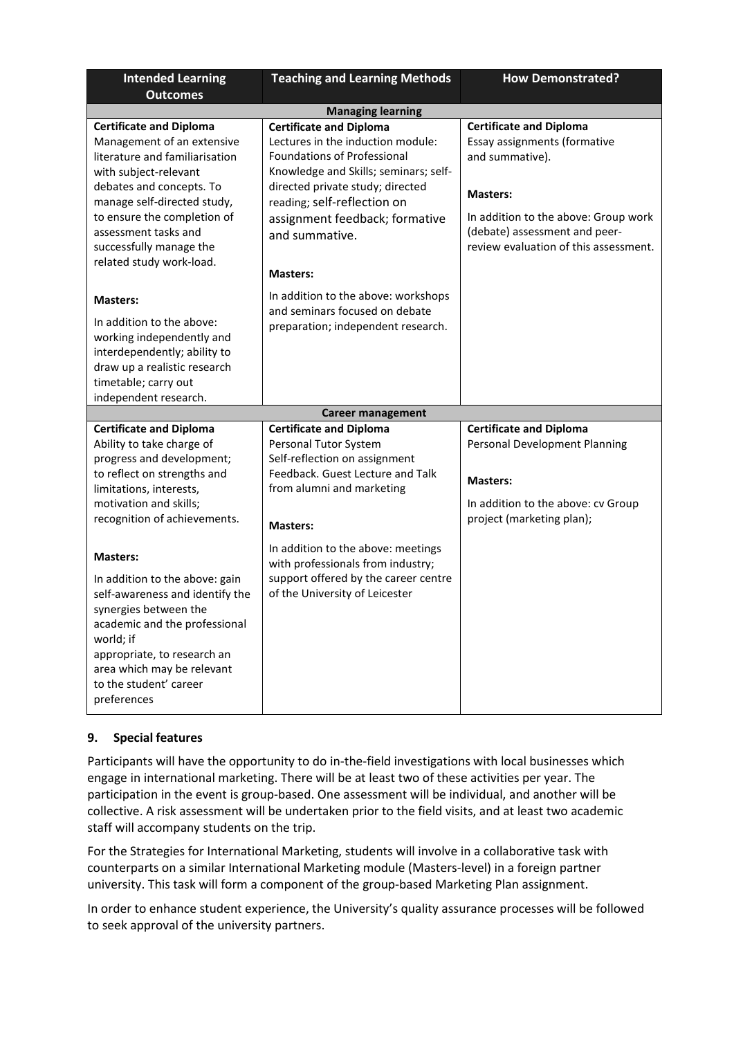| Intended Learning Outcomes | Teaching and Learning Methods | How Demonstrated? |
|---|---|---|
| **Managing learning** | | |
| **Certificate and Diploma**<br>Management of an extensive literature and familiarisation with subject-relevant debates and concepts. To manage self-directed study, to ensure the completion of assessment tasks and successfully manage the related study work-load.<br><br>**Masters:**<br>In addition to the above: working independently and interdependently; ability to draw up a realistic research timetable; carry out independent research. | **Certificate and Diploma**<br>Lectures in the induction module: Foundations of Professional Knowledge and Skills; seminars; self-directed private study; directed reading; self-reflection on assignment feedback; formative and summative.<br><br>**Masters:**<br>In addition to the above: workshops and seminars focused on debate preparation; independent research. | **Certificate and Diploma**<br>Essay assignments (formative and summative).<br><br>**Masters:**<br>In addition to the above: Group work (debate) assessment and peer-review evaluation of this assessment. |
| **Career management** | | |
| **Certificate and Diploma**<br>Ability to take charge of progress and development; to reflect on strengths and limitations, interests, motivation and skills; recognition of achievements.<br><br>**Masters:**<br>In addition to the above: gain self-awareness and identify the synergies between the academic and the professional world; if appropriate, to research an area which may be relevant to the student' career preferences | **Certificate and Diploma**<br>Personal Tutor System<br>Self-reflection on assignment Feedback. Guest Lecture and Talk from alumni and marketing<br><br>**Masters:**<br>In addition to the above: meetings with professionals from industry; support offered by the career centre of the University of Leicester | **Certificate and Diploma**<br>Personal Development Planning<br><br>**Masters:**<br>In addition to the above: cv Group project (marketing plan); |

## 9. Special features

Participants will have the opportunity to do in-the-field investigations with local businesses which engage in international marketing. There will be at least two of these activities per year. The participation in the event is group-based. One assessment will be individual, and another will be collective. A risk assessment will be undertaken prior to the field visits, and at least two academic staff will accompany students on the trip.

For the Strategies for International Marketing, students will involve in a collaborative task with counterparts on a similar International Marketing module (Masters-level) in a foreign partner university. This task will form a component of the group-based Marketing Plan assignment.

In order to enhance student experience, the University's quality assurance processes will be followed to seek approval of the university partners.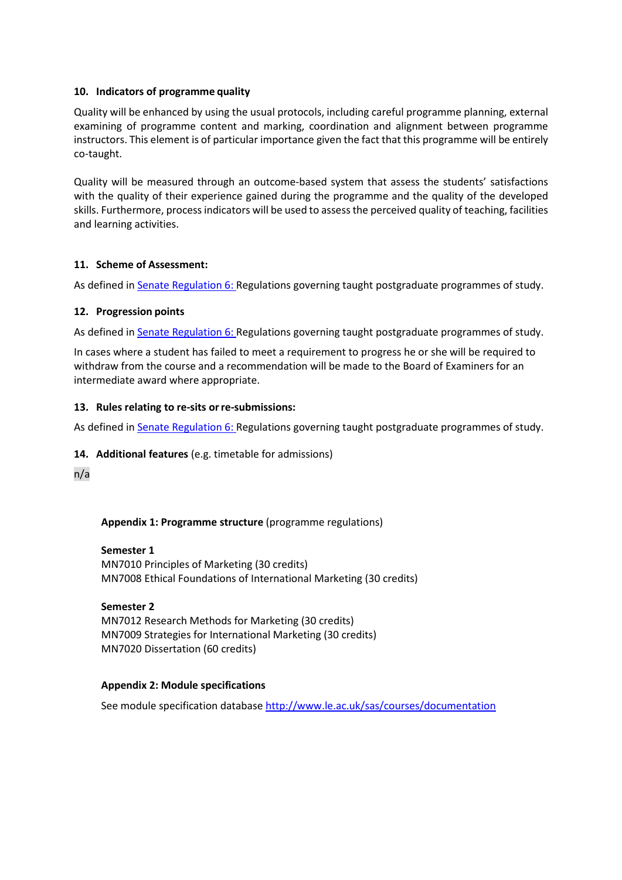### 10. Indicators of programme quality

Quality will be enhanced by using the usual protocols, including careful programme planning, external examining of programme content and marking, coordination and alignment between programme instructors. This element is of particular importance given the fact that this programme will be entirely co-taught.

Quality will be measured through an outcome-based system that assess the students' satisfactions with the quality of their experience gained during the programme and the quality of the developed skills. Furthermore, process indicators will be used to assess the perceived quality of teaching, facilities and learning activities.

### 11. Scheme of Assessment:

As defined in [Senate Regulation 6:](#) Regulations governing taught postgraduate programmes of study.

### 12. Progression points

As defined in [Senate Regulation 6:](#) Regulations governing taught postgraduate programmes of study.

In cases where a student has failed to meet a requirement to progress he or she will be required to withdraw from the course and a recommendation will be made to the Board of Examiners for an intermediate award where appropriate.

### 13. Rules relating to re-sits or re-submissions:

As defined in [Senate Regulation 6:](#) Regulations governing taught postgraduate programmes of study.

### 14. Additional features (e.g. timetable for admissions)

n/a

**Appendix 1: Programme structure** (programme regulations)

**Semester 1**
MN7010 Principles of Marketing (30 credits)
MN7008 Ethical Foundations of International Marketing (30 credits)

**Semester 2**
MN7012 Research Methods for Marketing (30 credits)
MN7009 Strategies for International Marketing (30 credits)
MN7020 Dissertation (60 credits)

**Appendix 2: Module specifications**

See module specification database [http://www.le.ac.uk/sas/courses/documentation](http://www.le.ac.uk/sas/courses/documentation)